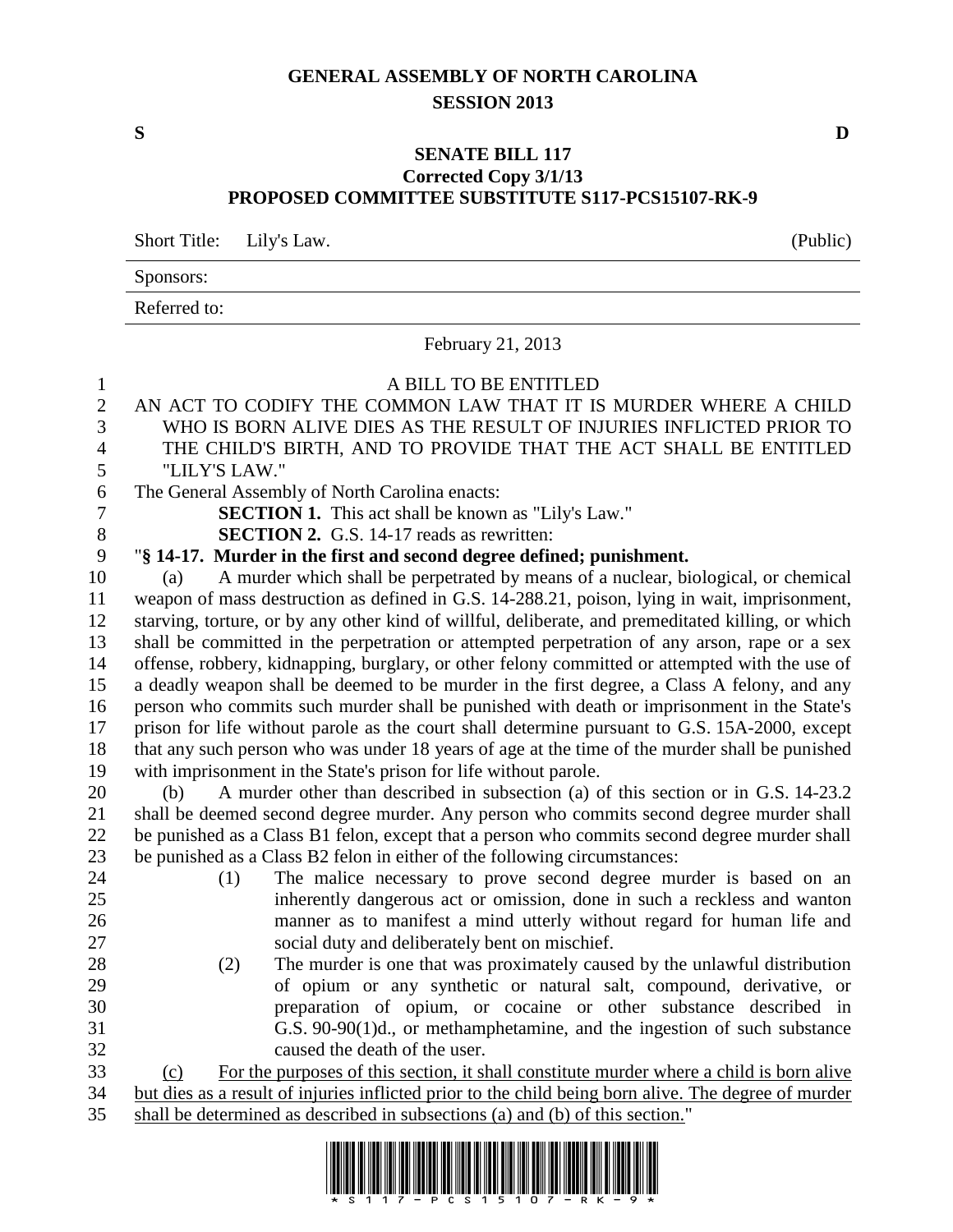# GENERAL ASSEMBLY OF NORTH CAROLINA
## SESSION 2013

**S** **D**

## SENATE BILL 117
### Corrected Copy 3/1/13
### PROPOSED COMMITTEE SUBSTITUTE S117-PCS15107-RK-9

Short Title: Lily's Law. (Public)

Sponsors:

Referred to:

February 21, 2013

A BILL TO BE ENTITLED

AN ACT TO CODIFY THE COMMON LAW THAT IT IS MURDER WHERE A CHILD WHO IS BORN ALIVE DIES AS THE RESULT OF INJURIES INFLICTED PRIOR TO THE CHILD'S BIRTH, AND TO PROVIDE THAT THE ACT SHALL BE ENTITLED "LILY'S LAW."

The General Assembly of North Carolina enacts:

**SECTION 1.** This act shall be known as "Lily's Law."

**SECTION 2.** G.S. 14-17 reads as rewritten:

"**§ 14-17. Murder in the first and second degree defined; punishment.**

(a) A murder which shall be perpetrated by means of a nuclear, biological, or chemical weapon of mass destruction as defined in G.S. 14-288.21, poison, lying in wait, imprisonment, starving, torture, or by any other kind of willful, deliberate, and premeditated killing, or which shall be committed in the perpetration or attempted perpetration of any arson, rape or a sex offense, robbery, kidnapping, burglary, or other felony committed or attempted with the use of a deadly weapon shall be deemed to be murder in the first degree, a Class A felony, and any person who commits such murder shall be punished with death or imprisonment in the State's prison for life without parole as the court shall determine pursuant to G.S. 15A-2000, except that any such person who was under 18 years of age at the time of the murder shall be punished with imprisonment in the State's prison for life without parole.

(b) A murder other than described in subsection (a) of this section or in G.S. 14-23.2 shall be deemed second degree murder. Any person who commits second degree murder shall be punished as a Class B1 felon, except that a person who commits second degree murder shall be punished as a Class B2 felon in either of the following circumstances:

(1) The malice necessary to prove second degree murder is based on an inherently dangerous act or omission, done in such a reckless and wanton manner as to manifest a mind utterly without regard for human life and social duty and deliberately bent on mischief.

(2) The murder is one that was proximately caused by the unlawful distribution of opium or any synthetic or natural salt, compound, derivative, or preparation of opium, or cocaine or other substance described in G.S. 90-90(1)d., or methamphetamine, and the ingestion of such substance caused the death of the user.

<u>(c) For the purposes of this section, it shall constitute murder where a child is born alive but dies as a result of injuries inflicted prior to the child being born alive. The degree of murder shall be determined as described in subsections (a) and (b) of this section.</u>"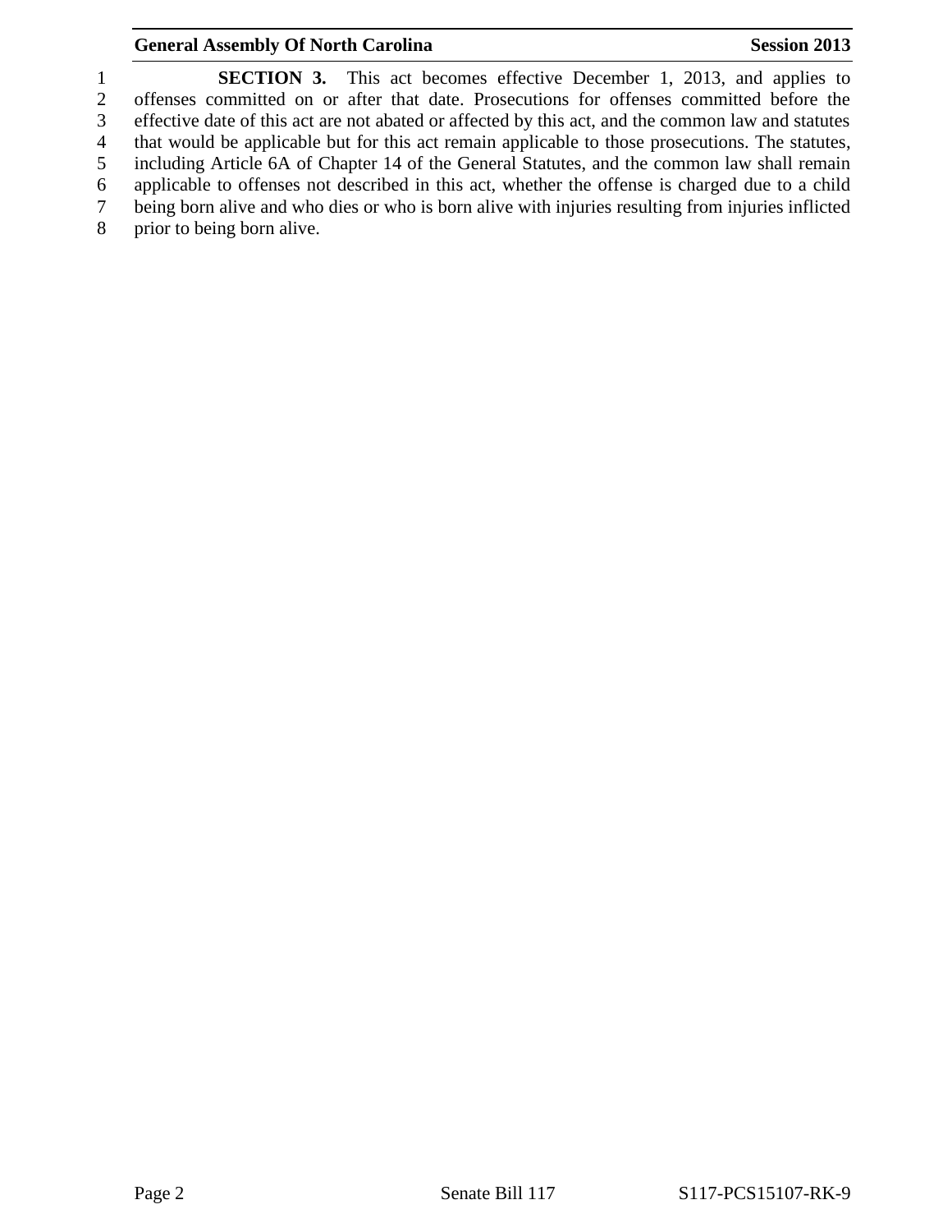**SECTION 3.** This act becomes effective December 1, 2013, and applies to offenses committed on or after that date. Prosecutions for offenses committed before the effective date of this act are not abated or affected by this act, and the common law and statutes that would be applicable but for this act remain applicable to those prosecutions. The statutes, including Article 6A of Chapter 14 of the General Statutes, and the common law shall remain applicable to offenses not described in this act, whether the offense is charged due to a child being born alive and who dies or who is born alive with injuries resulting from injuries inflicted prior to being born alive.